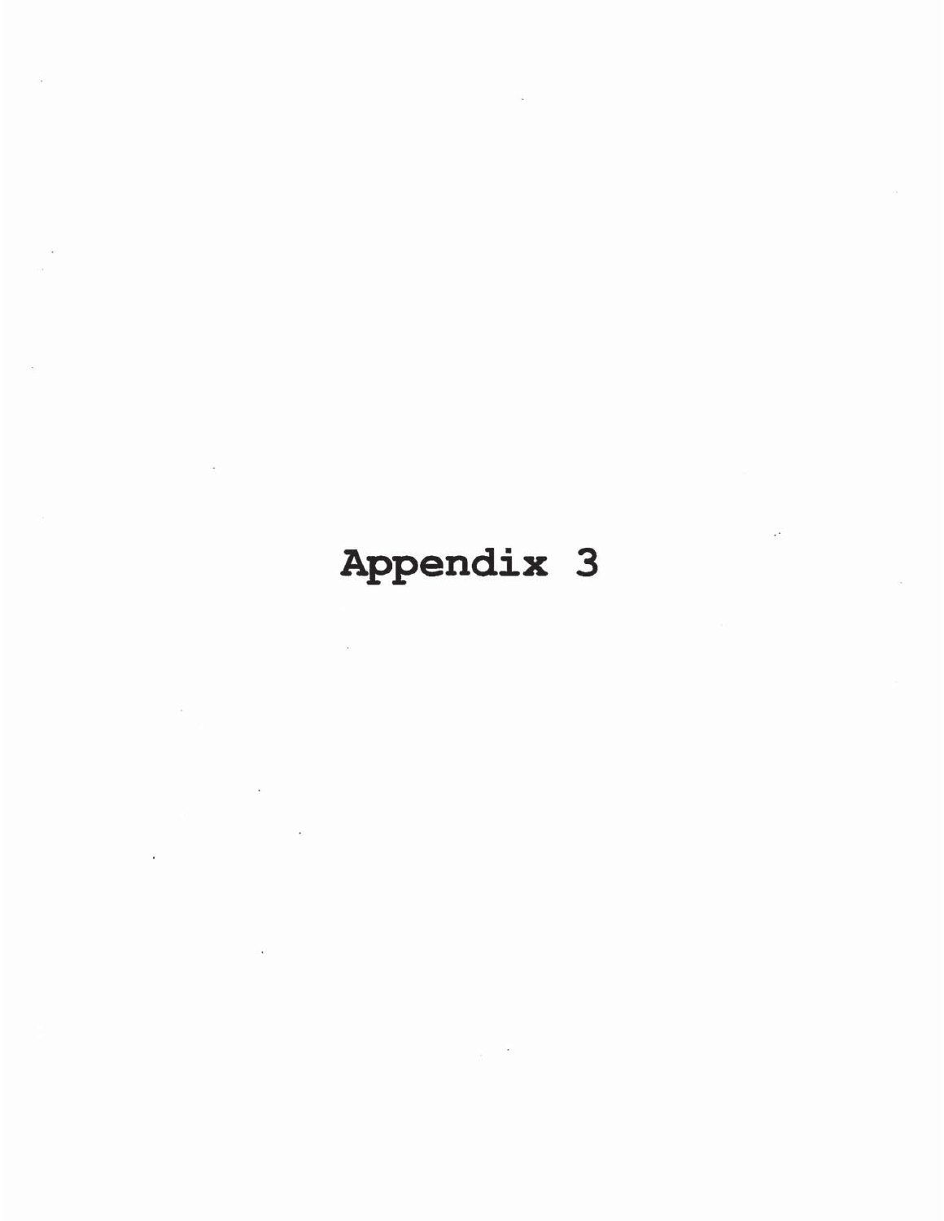# Appendix 3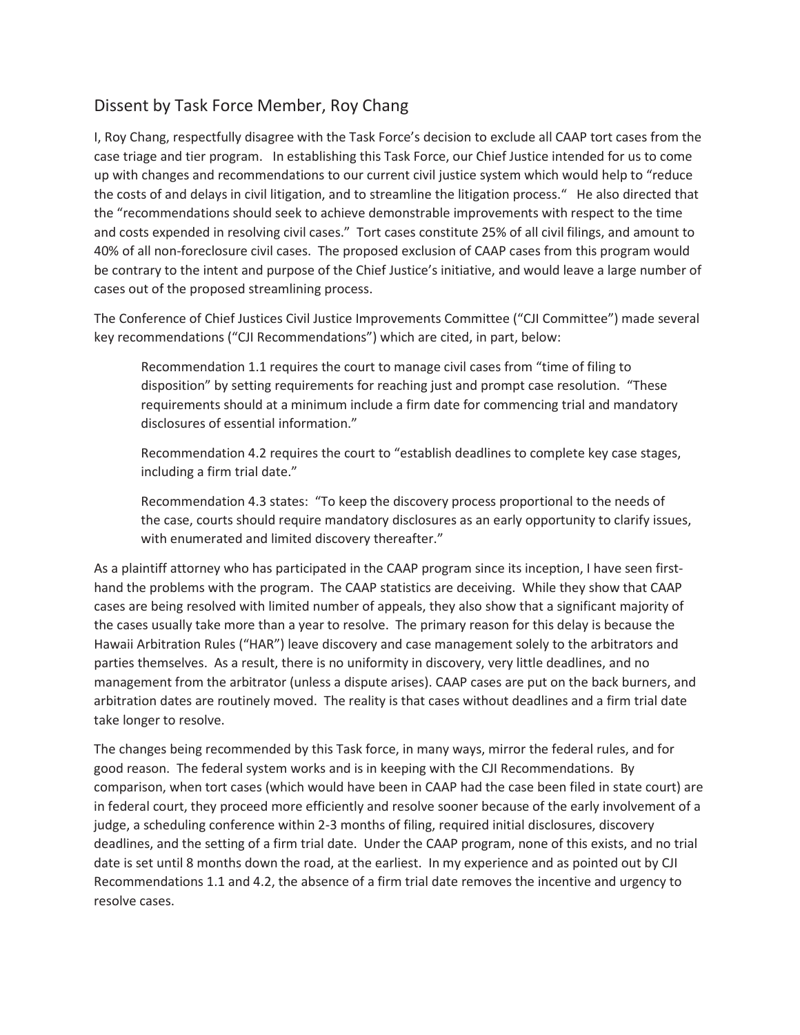## Dissent by Task Force Member, Roy Chang

I, Roy Chang, respectfully disagree with the Task Force's decision to exclude all CAAP tort cases from the case triage and tier program. In establishing this Task Force, our Chief Justice intended for us to come up with changes and recommendations to our current civil justice system which would help to "reduce the costs of and delays in civil litigation, and to streamline the litigation process." He also directed that the "recommendations should seek to achieve demonstrable improvements with respect to the time and costs expended in resolving civil cases." Tort cases constitute 25% of all civil filings, and amount to 40% of all non-foreclosure civil cases. The proposed exclusion of CAAP cases from this program would be contrary to the intent and purpose of the Chief Justice's initiative, and would leave a large number of cases out of the proposed streamlining process.

The Conference of Chief Justices Civil Justice Improvements Committee ("CJI Committee") made several key recommendations ("CJI Recommendations") which are cited, in part, below:

> Recommendation 1.1 requires the court to manage civil cases from "time of filing to disposition" by setting requirements for reaching just and prompt case resolution. "These requirements should at a minimum include a firm date for commencing trial and mandatory disclosures of essential information."
>
> Recommendation 4.2 requires the court to "establish deadlines to complete key case stages, including a firm trial date."
>
> Recommendation 4.3 states: "To keep the discovery process proportional to the needs of the case, courts should require mandatory disclosures as an early opportunity to clarify issues, with enumerated and limited discovery thereafter."

As a plaintiff attorney who has participated in the CAAP program since its inception, I have seen first-hand the problems with the program. The CAAP statistics are deceiving. While they show that CAAP cases are being resolved with limited number of appeals, they also show that a significant majority of the cases usually take more than a year to resolve. The primary reason for this delay is because the Hawaii Arbitration Rules ("HAR") leave discovery and case management solely to the arbitrators and parties themselves. As a result, there is no uniformity in discovery, very little deadlines, and no management from the arbitrator (unless a dispute arises). CAAP cases are put on the back burners, and arbitration dates are routinely moved. The reality is that cases without deadlines and a firm trial date take longer to resolve.

The changes being recommended by this Task force, in many ways, mirror the federal rules, and for good reason. The federal system works and is in keeping with the CJI Recommendations. By comparison, when tort cases (which would have been in CAAP had the case been filed in state court) are in federal court, they proceed more efficiently and resolve sooner because of the early involvement of a judge, a scheduling conference within 2-3 months of filing, required initial disclosures, discovery deadlines, and the setting of a firm trial date. Under the CAAP program, none of this exists, and no trial date is set until 8 months down the road, at the earliest. In my experience and as pointed out by CJI Recommendations 1.1 and 4.2, the absence of a firm trial date removes the incentive and urgency to resolve cases.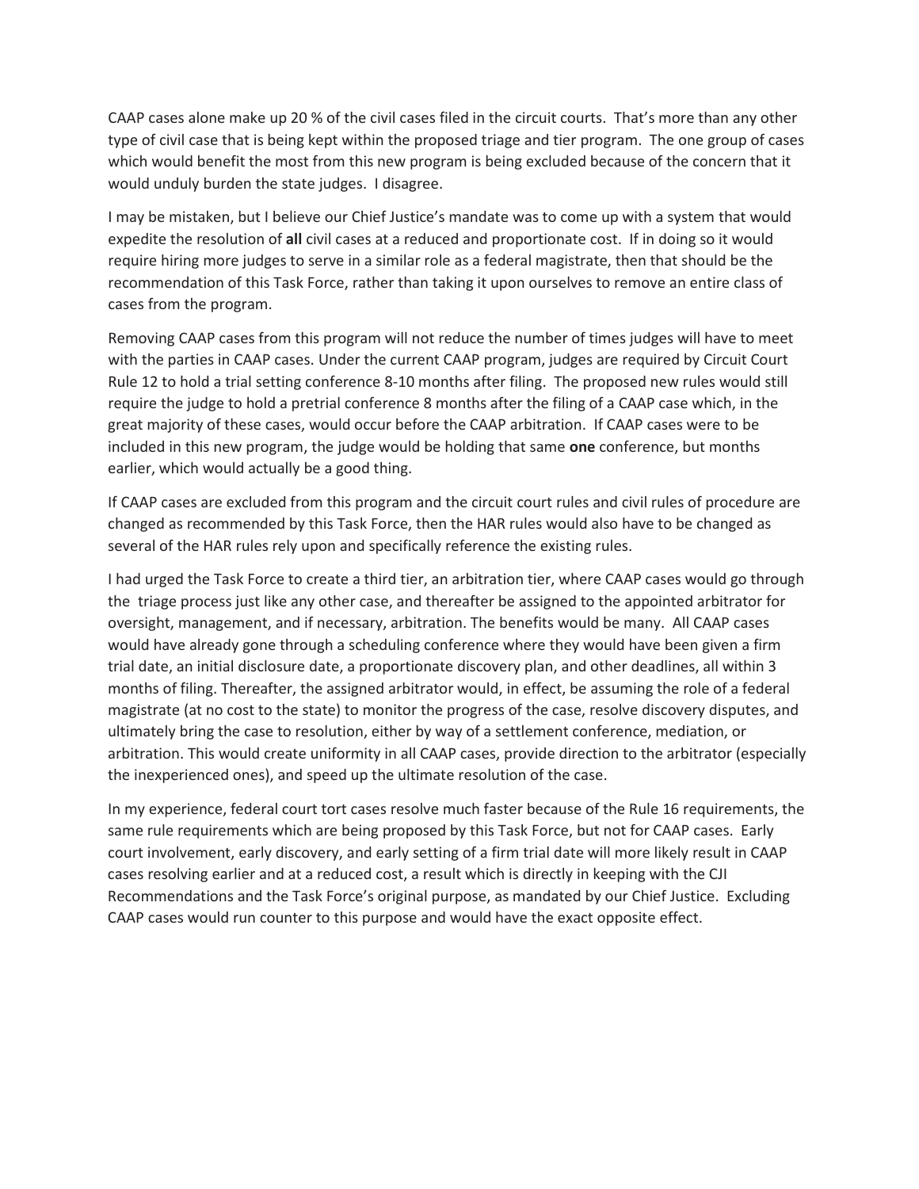CAAP cases alone make up 20 % of the civil cases filed in the circuit courts. That's more than any other type of civil case that is being kept within the proposed triage and tier program. The one group of cases which would benefit the most from this new program is being excluded because of the concern that it would unduly burden the state judges. I disagree.

I may be mistaken, but I believe our Chief Justice's mandate was to come up with a system that would expedite the resolution of **all** civil cases at a reduced and proportionate cost. If in doing so it would require hiring more judges to serve in a similar role as a federal magistrate, then that should be the recommendation of this Task Force, rather than taking it upon ourselves to remove an entire class of cases from the program.

Removing CAAP cases from this program will not reduce the number of times judges will have to meet with the parties in CAAP cases. Under the current CAAP program, judges are required by Circuit Court Rule 12 to hold a trial setting conference 8-10 months after filing. The proposed new rules would still require the judge to hold a pretrial conference 8 months after the filing of a CAAP case which, in the great majority of these cases, would occur before the CAAP arbitration. If CAAP cases were to be included in this new program, the judge would be holding that same **one** conference, but months earlier, which would actually be a good thing.

If CAAP cases are excluded from this program and the circuit court rules and civil rules of procedure are changed as recommended by this Task Force, then the HAR rules would also have to be changed as several of the HAR rules rely upon and specifically reference the existing rules.

I had urged the Task Force to create a third tier, an arbitration tier, where CAAP cases would go through the triage process just like any other case, and thereafter be assigned to the appointed arbitrator for oversight, management, and if necessary, arbitration. The benefits would be many. All CAAP cases would have already gone through a scheduling conference where they would have been given a firm trial date, an initial disclosure date, a proportionate discovery plan, and other deadlines, all within 3 months of filing. Thereafter, the assigned arbitrator would, in effect, be assuming the role of a federal magistrate (at no cost to the state) to monitor the progress of the case, resolve discovery disputes, and ultimately bring the case to resolution, either by way of a settlement conference, mediation, or arbitration. This would create uniformity in all CAAP cases, provide direction to the arbitrator (especially the inexperienced ones), and speed up the ultimate resolution of the case.

In my experience, federal court tort cases resolve much faster because of the Rule 16 requirements, the same rule requirements which are being proposed by this Task Force, but not for CAAP cases. Early court involvement, early discovery, and early setting of a firm trial date will more likely result in CAAP cases resolving earlier and at a reduced cost, a result which is directly in keeping with the CJI Recommendations and the Task Force's original purpose, as mandated by our Chief Justice. Excluding CAAP cases would run counter to this purpose and would have the exact opposite effect.